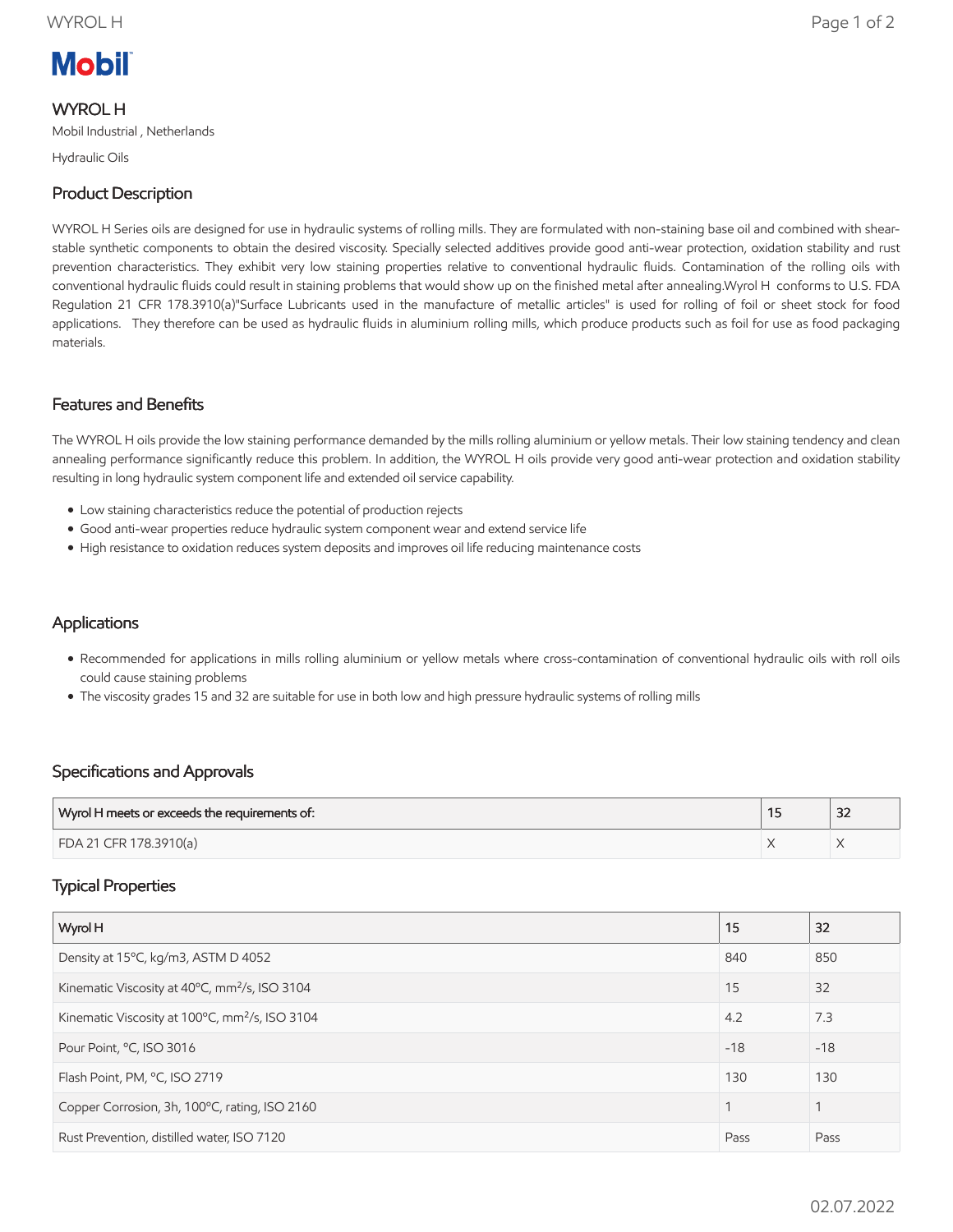Mobil

# WYROL H

Mobil Industrial , Netherlands

Hydraulic Oils

## Product Description

WYROL H Series oils are designed for use in hydraulic systems of rolling mills. They are formulated with non-staining base oil and combined with shear-stable synthetic components to obtain the desired viscosity. Specially selected additives provide good anti-wear protection, oxidation stability and rust prevention characteristics. They exhibit very low staining properties relative to conventional hydraulic fluids. Contamination of the rolling oils with conventional hydraulic fluids could result in staining problems that would show up on the finished metal after annealing.Wyrol H conforms to U.S. FDA Regulation 21 CFR 178.3910(a)"Surface Lubricants used in the manufacture of metallic articles" is used for rolling of foil or sheet stock for food applications. They therefore can be used as hydraulic fluids in aluminium rolling mills, which produce products such as foil for use as food packaging materials.

## Features and Benefits

The WYROL H oils provide the low staining performance demanded by the mills rolling aluminium or yellow metals. Their low staining tendency and clean annealing performance significantly reduce this problem. In addition, the WYROL H oils provide very good anti-wear protection and oxidation stability resulting in long hydraulic system component life and extended oil service capability.

- Low staining characteristics reduce the potential of production rejects
- Good anti-wear properties reduce hydraulic system component wear and extend service life
- High resistance to oxidation reduces system deposits and improves oil life reducing maintenance costs

## Applications

- Recommended for applications in mills rolling aluminium or yellow metals where cross-contamination of conventional hydraulic oils with roll oils could cause staining problems
- The viscosity grades 15 and 32 are suitable for use in both low and high pressure hydraulic systems of rolling mills

## Specifications and Approvals

| Wyrol H meets or exceeds the requirements of: | 15 | 32 |
|---|---|---|
| FDA 21 CFR 178.3910(a) | X | X |

## Typical Properties

| Wyrol H | 15 | 32 |
|---|---|---|
| Density at 15ºC, kg/m3, ASTM D 4052 | 840 | 850 |
| Kinematic Viscosity at 40ºC, mm²/s, ISO 3104 | 15 | 32 |
| Kinematic Viscosity at 100ºC, mm²/s, ISO 3104 | 4.2 | 7.3 |
| Pour Point, ºC, ISO 3016 | -18 | -18 |
| Flash Point, PM, ºC, ISO 2719 | 130 | 130 |
| Copper Corrosion, 3h, 100ºC, rating, ISO 2160 | 1 | 1 |
| Rust Prevention, distilled water, ISO 7120 | Pass | Pass |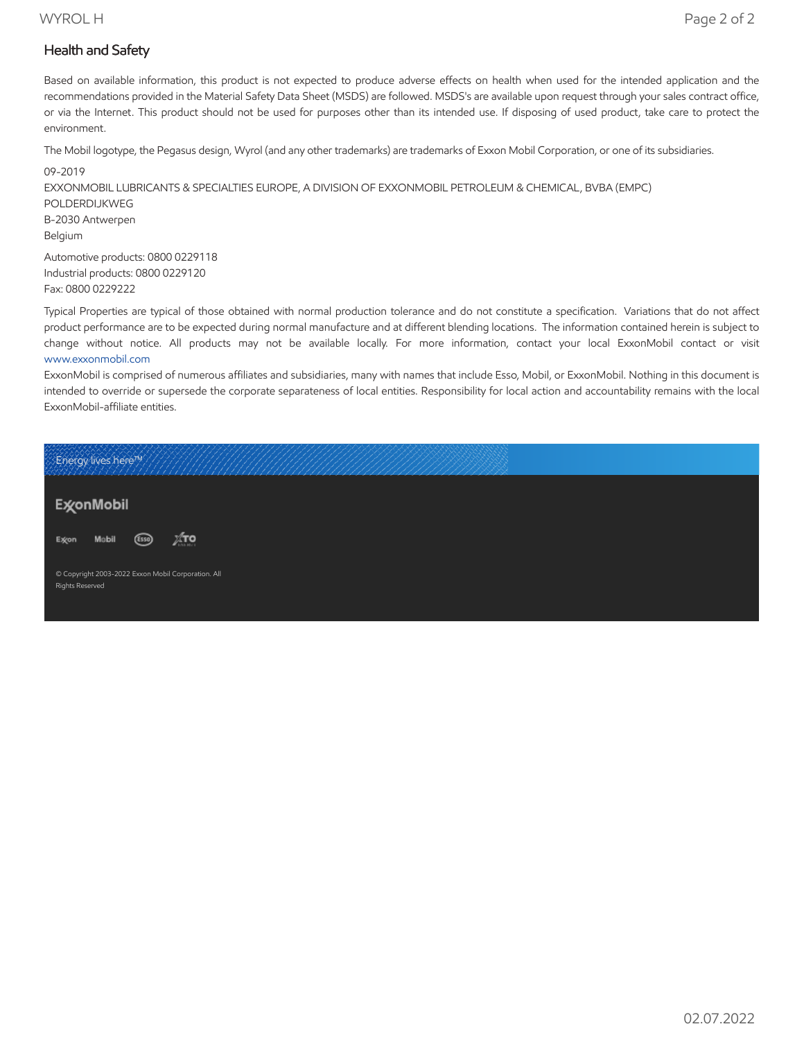## Health and Safety

Based on available information, this product is not expected to produce adverse effects on health when used for the intended application and the recommendations provided in the Material Safety Data Sheet (MSDS) are followed. MSDS's are available upon request through your sales contract office, or via the Internet. This product should not be used for purposes other than its intended use. If disposing of used product, take care to protect the environment.

The Mobil logotype, the Pegasus design, Wyrol (and any other trademarks) are trademarks of Exxon Mobil Corporation, or one of its subsidiaries.

09-2019
EXXONMOBIL LUBRICANTS & SPECIALTIES EUROPE, A DIVISION OF EXXONMOBIL PETROLEUM & CHEMICAL, BVBA (EMPC)
POLDERDIJKWEG
B-2030 Antwerpen
Belgium

Automotive products: 0800 0229118
Industrial products: 0800 0229120
Fax: 0800 0229222

Typical Properties are typical of those obtained with normal production tolerance and do not constitute a specification. Variations that do not affect product performance are to be expected during normal manufacture and at different blending locations. The information contained herein is subject to change without notice. All products may not be available locally. For more information, contact your local ExxonMobil contact or visit www.exxonmobil.com

ExxonMobil is comprised of numerous affiliates and subsidiaries, many with names that include Esso, Mobil, or ExxonMobil. Nothing in this document is intended to override or supersede the corporate separateness of local entities. Responsibility for local action and accountability remains with the local ExxonMobil-affiliate entities.

Energy lives here™

ExxonMobil

Exxon Mobil Esso XTO

© Copyright 2003-2022 Exxon Mobil Corporation. All Rights Reserved